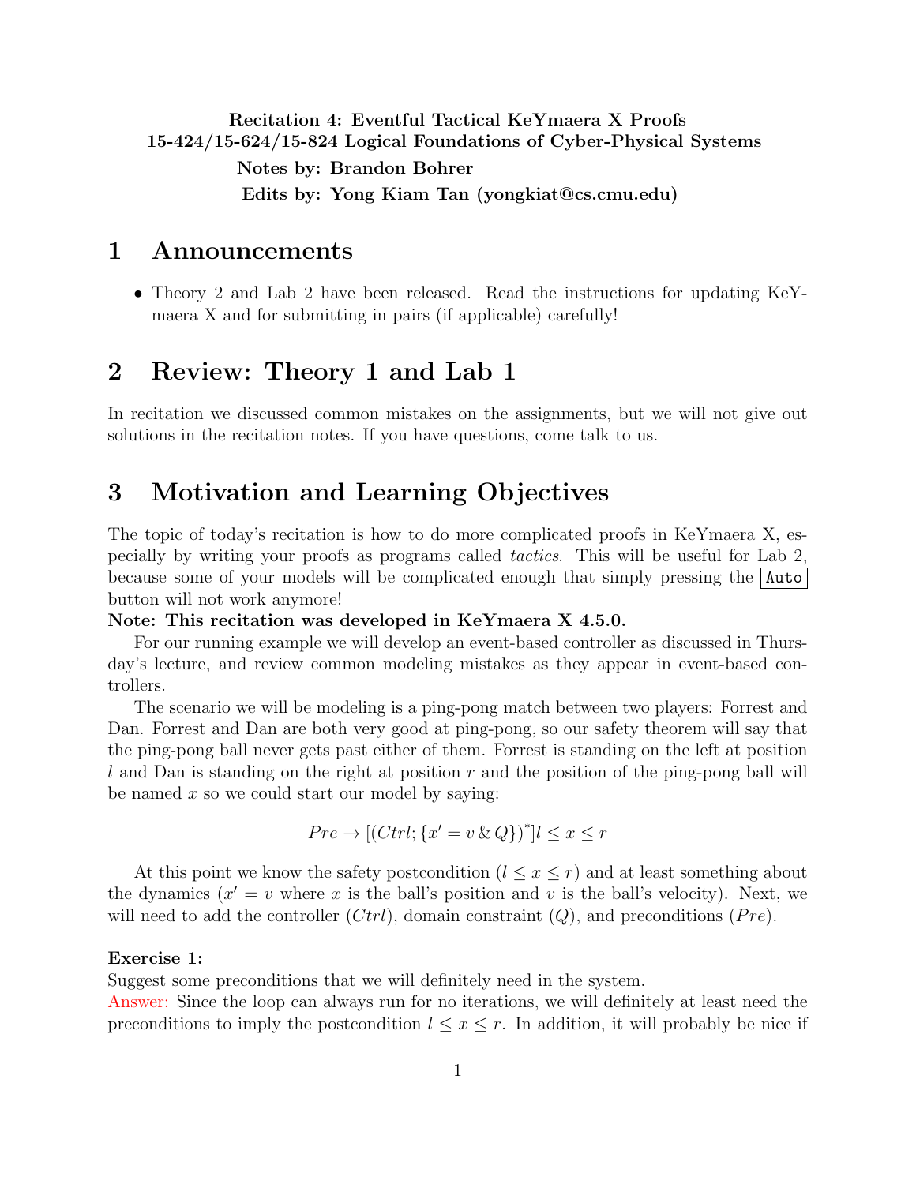**Recitation 4: Eventful Tactical KeYmaera X Proofs**
**15-424/15-624/15-824 Logical Foundations of Cyber-Physical Systems**
**Notes by: Brandon Bohrer**
**Edits by: Yong Kiam Tan (yongkiat@cs.cmu.edu)**

# 1 Announcements

- Theory 2 and Lab 2 have been released. Read the instructions for updating KeYmaera X and for submitting in pairs (if applicable) carefully!

# 2 Review: Theory 1 and Lab 1

In recitation we discussed common mistakes on the assignments, but we will not give out solutions in the recitation notes. If you have questions, come talk to us.

# 3 Motivation and Learning Objectives

The topic of today's recitation is how to do more complicated proofs in KeYmaera X, especially by writing your proofs as programs called *tactics*. This will be useful for Lab 2, because some of your models will be complicated enough that simply pressing the `Auto` button will not work anymore!

**Note: This recitation was developed in KeYmaera X 4.5.0.**

For our running example we will develop an event-based controller as discussed in Thursday's lecture, and review common modeling mistakes as they appear in event-based controllers.

The scenario we will be modeling is a ping-pong match between two players: Forrest and Dan. Forrest and Dan are both very good at ping-pong, so our safety theorem will say that the ping-pong ball never gets past either of them. Forrest is standing on the left at position $l$ and Dan is standing on the right at position $r$ and the position of the ping-pong ball will be named $x$ so we could start our model by saying:

$$Pre \rightarrow [(Ctrl; \{x' = v \,\&\, Q\})^*] l \leq x \leq r$$

At this point we know the safety postcondition ($l \leq x \leq r$) and at least something about the dynamics ($x' = v$ where $x$ is the ball's position and $v$ is the ball's velocity). Next, we will need to add the controller ($Ctrl$), domain constraint ($Q$), and preconditions ($Pre$).

**Exercise 1:**
Suggest some preconditions that we will definitely need in the system.
Answer: Since the loop can always run for no iterations, we will definitely at least need the preconditions to imply the postcondition $l \leq x \leq r$. In addition, it will probably be nice if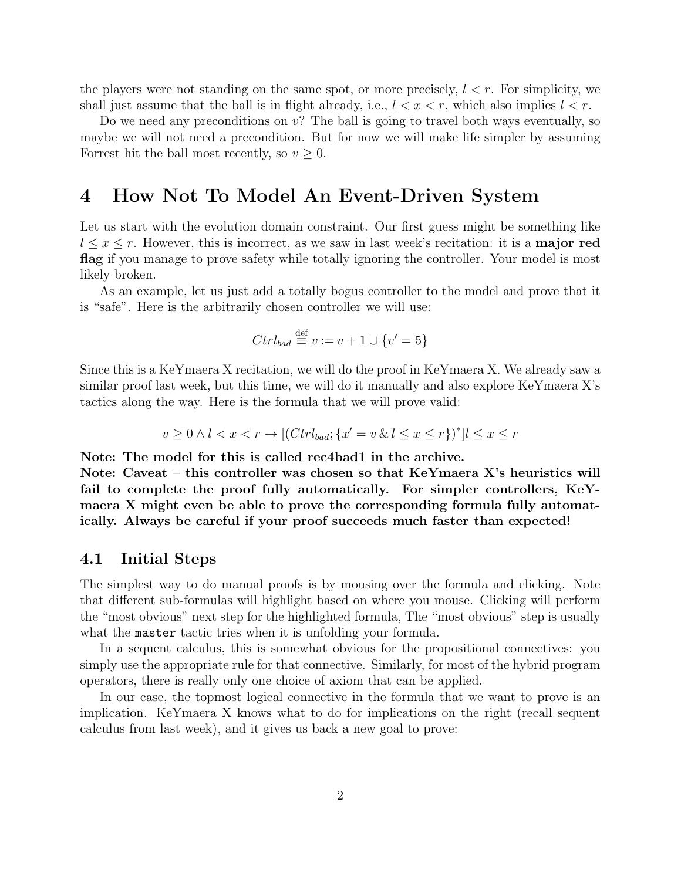the players were not standing on the same spot, or more precisely, $l < r$. For simplicity, we shall just assume that the ball is in flight already, i.e., $l < x < r$, which also implies $l < r$.

Do we need any preconditions on $v$? The ball is going to travel both ways eventually, so maybe we will not need a precondition. But for now we will make life simpler by assuming Forrest hit the ball most recently, so $v \geq 0$.

# 4 How Not To Model An Event-Driven System

Let us start with the evolution domain constraint. Our first guess might be something like $l \leq x \leq r$. However, this is incorrect, as we saw in last week's recitation: it is a **major red flag** if you manage to prove safety while totally ignoring the controller. Your model is most likely broken.

As an example, let us just add a totally bogus controller to the model and prove that it is "safe". Here is the arbitrarily chosen controller we will use:

$$Ctrl_{bad} \stackrel{\text{def}}{\equiv} v := v + 1 \cup \{v' = 5\}$$

Since this is a KeYmaera X recitation, we will do the proof in KeYmaera X. We already saw a similar proof last week, but this time, we will do it manually and also explore KeYmaera X's tactics along the way. Here is the formula that we will prove valid:

$$v \geq 0 \land l < x < r \rightarrow [(Ctrl_{bad}; \{x' = v \,\&\, l \leq x \leq r\})^*] l \leq x \leq r$$

**Note: The model for this is called <u>rec4bad1</u> in the archive.**
**Note: Caveat – this controller was chosen so that KeYmaera X's heuristics will fail to complete the proof fully automatically. For simpler controllers, KeYmaera X might even be able to prove the corresponding formula fully automatically. Always be careful if your proof succeeds much faster than expected!**

## 4.1 Initial Steps

The simplest way to do manual proofs is by mousing over the formula and clicking. Note that different sub-formulas will highlight based on where you mouse. Clicking will perform the "most obvious" next step for the highlighted formula, The "most obvious" step is usually what the `master` tactic tries when it is unfolding your formula.

In a sequent calculus, this is somewhat obvious for the propositional connectives: you simply use the appropriate rule for that connective. Similarly, for most of the hybrid program operators, there is really only one choice of axiom that can be applied.

In our case, the topmost logical connective in the formula that we want to prove is an implication. KeYmaera X knows what to do for implications on the right (recall sequent calculus from last week), and it gives us back a new goal to prove: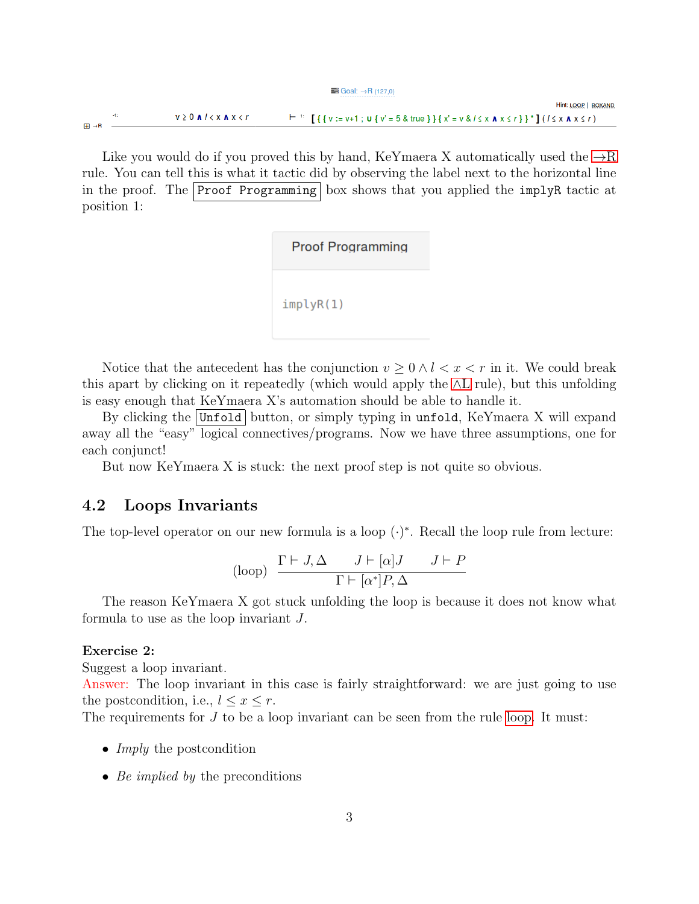Goal: →R (127,0)

Hint: LOOP | BOXAND

```
-1:  v ≥ 0 ∧ l < x ∧ x < r   ⊢ 1: [{{v := v+1 ; ∪ {v' = 5 & true}}{x' = v & l ≤ x ∧ x ≤ r}}*](l ≤ x ∧ x ≤ r)
→R
```

Like you would do if you proved this by hand, KeYmaera X automatically used the →R rule. You can tell this is what it tactic did by observing the label next to the horizontal line in the proof. The Proof Programming box shows that you applied the `implyR` tactic at position 1:

**Proof Programming**

```
implyR(1)
```

Notice that the antecedent has the conjunction $v \geq 0 \wedge l < x < r$ in it. We could break this apart by clicking on it repeatedly (which would apply the ∧L rule), but this unfolding is easy enough that KeYmaera X's automation should be able to handle it.

By clicking the Unfold button, or simply typing in `unfold`, KeYmaera X will expand away all the "easy" logical connectives/programs. Now we have three assumptions, one for each conjunct!

But now KeYmaera X is stuck: the next proof step is not quite so obvious.

## 4.2 Loops Invariants

The top-level operator on our new formula is a loop $(\cdot)^*$. Recall the loop rule from lecture:

$$\text{(loop)}\ \frac{\Gamma \vdash J, \Delta \qquad J \vdash [\alpha]J \qquad J \vdash P}{\Gamma \vdash [\alpha^*]P, \Delta}$$

The reason KeYmaera X got stuck unfolding the loop is because it does not know what formula to use as the loop invariant $J$.

**Exercise 2:**
Suggest a loop invariant.
Answer: The loop invariant in this case is fairly straightforward: we are just going to use the postcondition, i.e., $l \leq x \leq r$.
The requirements for $J$ to be a loop invariant can be seen from the rule loop. It must:

- *Imply* the postcondition
- *Be implied by* the preconditions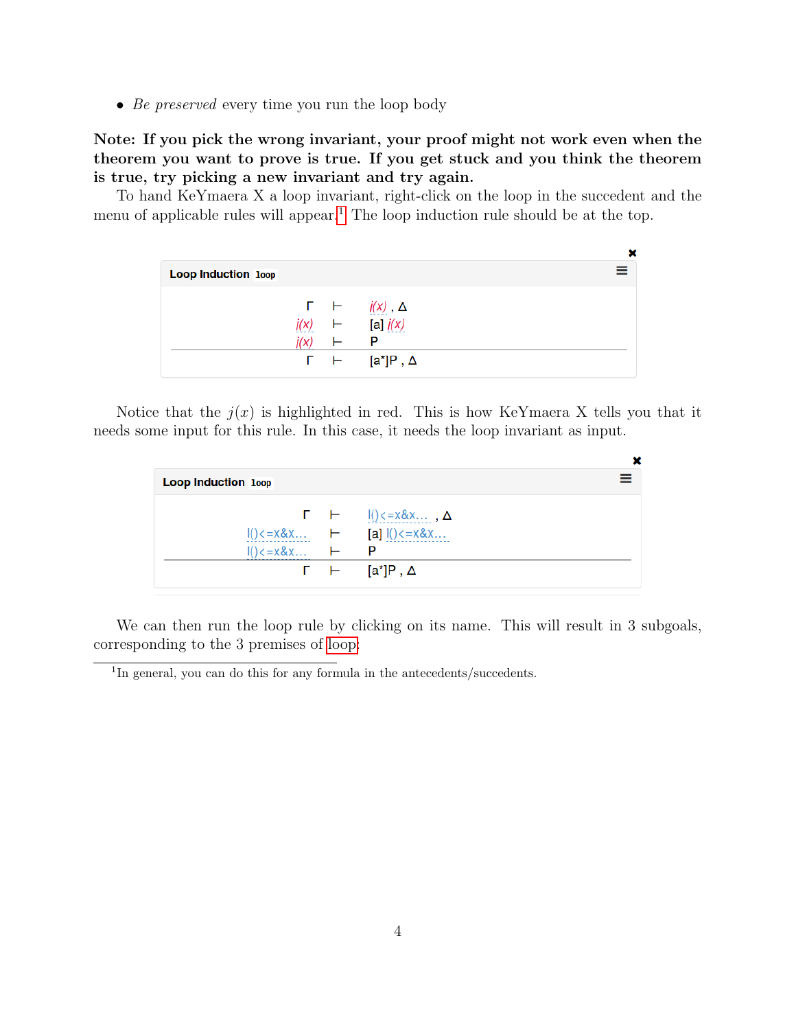- *Be preserved* every time you run the loop body

**Note: If you pick the wrong invariant, your proof might not work even when the theorem you want to prove is true. If you get stuck and you think the theorem is true, try picking a new invariant and try again.**

To hand KeYmaera X a loop invariant, right-click on the loop in the succedent and the menu of applicable rules will appear.[1] The loop induction rule should be at the top.

**Loop Induction** `loop`

$$\frac{\Gamma \vdash j(x), \Delta \qquad j(x) \vdash [a]\, j(x) \qquad j(x) \vdash P}{\Gamma \vdash [a^*]P, \Delta}$$

Notice that the $j(x)$ is highlighted in red. This is how KeYmaera X tells you that it needs some input for this rule. In this case, it needs the loop invariant as input.

**Loop Induction** `loop`

$$\frac{\Gamma \vdash \text{I()<=x\&x...}, \Delta \qquad \text{I()<=x\&x...} \vdash [a]\, \text{I()<=x\&x...} \qquad \text{I()<=x\&x...} \vdash P}{\Gamma \vdash [a^*]P, \Delta}$$

We can then run the loop rule by clicking on its name. This will result in 3 subgoals, corresponding to the 3 premises of loop.

[1] In general, you can do this for any formula in the antecedents/succedents.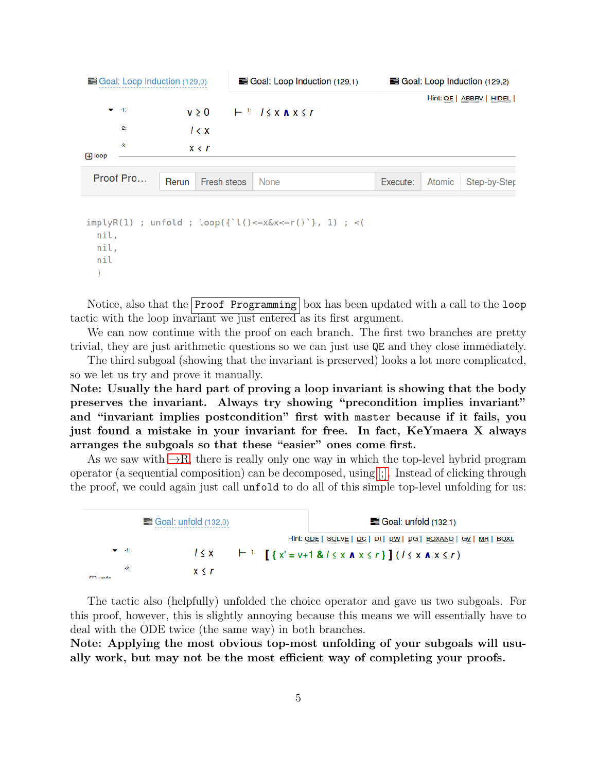Goal: Loop Induction (129,0) | Goal: Loop Induction (129,1) | Goal: Loop Induction (129,2)

Hint: QE | ABBRV | HIDEL |

-1: $v \geq 0$ ⊢ 1: $l \leq x \wedge x \leq r$

-2: $l < x$

-3: $x < r$

loop

Proof Pro... Rerun | Fresh steps | None | Execute: | Atomic | Step-by-Step

```
implyR(1) ; unfold ; loop({`l()<=x&x<=r()`}, 1) ; <(
  nil,
  nil,
  nil
  )
```

Notice, also that the `Proof Programming` box has been updated with a call to the `loop` tactic with the loop invariant we just entered as its first argument.

We can now continue with the proof on each branch. The first two branches are pretty trivial, they are just arithmetic questions so we can just use `QE` and they close immediately.

The third subgoal (showing that the invariant is preserved) looks a lot more complicated, so we let us try and prove it manually.

**Note: Usually the hard part of proving a loop invariant is showing that the body preserves the invariant. Always try showing "precondition implies invariant" and "invariant implies postcondition" first with `master` because if it fails, you just found a mistake in your invariant for free. In fact, KeYmaera X always arranges the subgoals so that these "easier" ones come first.**

As we saw with →R, there is really only one way in which the top-level hybrid program operator (a sequential composition) can be decomposed, using [;]. Instead of clicking through the proof, we could again just call `unfold` to do all of this simple top-level unfolding for us:

Goal: unfold (132,0) | Goal: unfold (132,1)

Hint: ODE | SOLVE | DC | DI | DW | DG | BOXAND | GV | MR | BOXD

-1: $l \leq x$ ⊢ 1: $[\{x' = v+1 \,\&\, l \leq x \wedge x \leq r\}](l \leq x \wedge x \leq r)$

-2: $x \leq r$

The tactic also (helpfully) unfolded the choice operator and gave us two subgoals. For this proof, however, this is slightly annoying because this means we will essentially have to deal with the ODE twice (the same way) in both branches.

**Note: Applying the most obvious top-most unfolding of your subgoals will usually work, but may not be the most efficient way of completing your proofs.**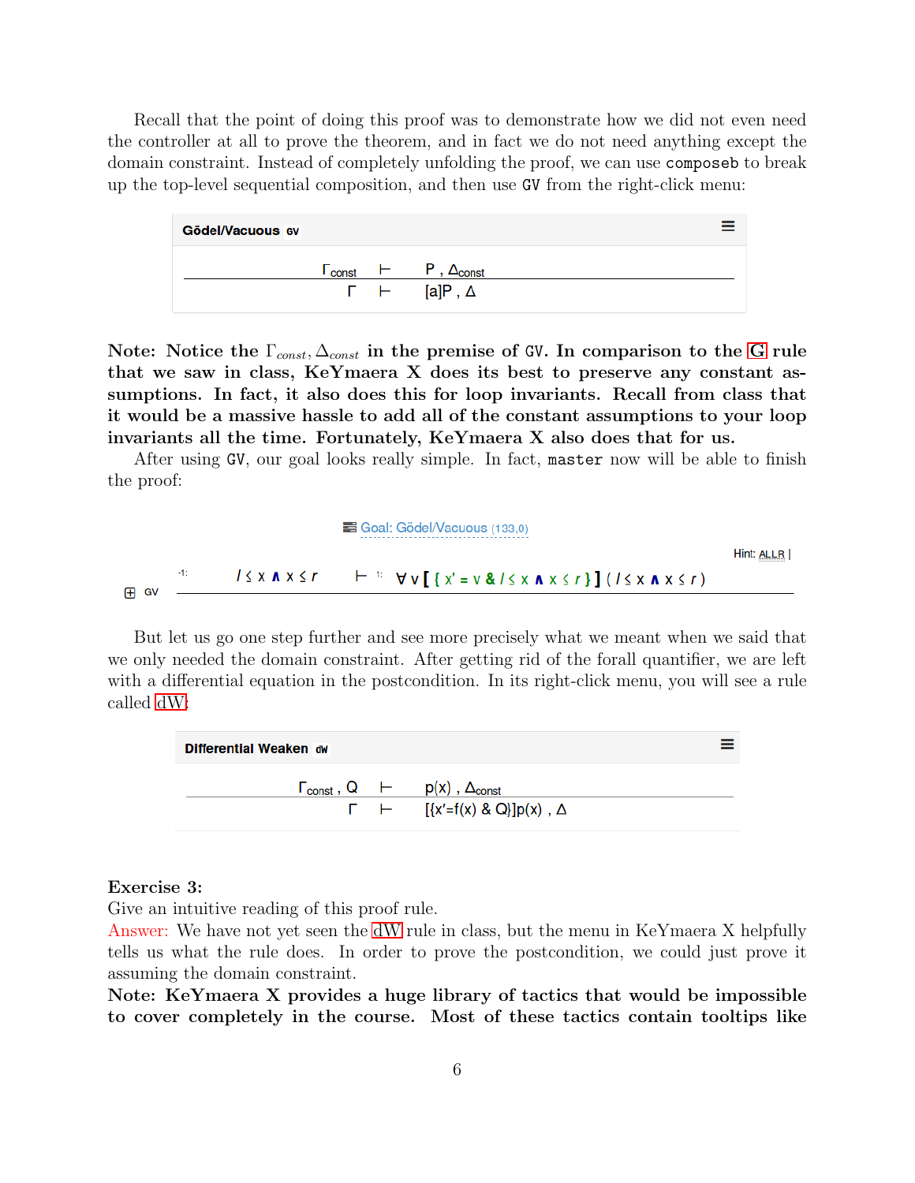Recall that the point of doing this proof was to demonstrate how we did not even need the controller at all to prove the theorem, and in fact we do not need anything except the domain constraint. Instead of completely unfolding the proof, we can use `composeb` to break up the top-level sequential composition, and then use `GV` from the right-click menu:

**Gödel/Vacuous** GV

$$\frac{\Gamma_{const} \vdash P, \Delta_{const}}{\Gamma \vdash [a]P, \Delta}$$

**Note: Notice the $\Gamma_{const}, \Delta_{const}$ in the premise of GV. In comparison to the G rule that we saw in class, KeYmaera X does its best to preserve any constant assumptions. In fact, it also does this for loop invariants. Recall from class that it would be a massive hassle to add all of the constant assumptions to your loop invariants all the time. Fortunately, KeYmaera X also does that for us.**

After using `GV`, our goal looks really simple. In fact, `master` now will be able to finish the proof:

Goal: Gödel/Vacuous (133,0)

Hint: ALLR |

$$\frac{-1:\ l \le x \land x \le r \ \vdash\ 1:\ \forall v\,[\{x' = v \,\&\, l \le x \land x \le r\}]\,(l \le x \land x \le r)}{}\ \text{GV}$$

But let us go one step further and see more precisely what we meant when we said that we only needed the domain constraint. After getting rid of the forall quantifier, we are left with a differential equation in the postcondition. In its right-click menu, you will see a rule called dW:

**Differential Weaken** dW

$$\frac{\Gamma_{const}, Q \vdash p(x), \Delta_{const}}{\Gamma \vdash [\{x'=f(x) \,\&\, Q\}]p(x), \Delta}$$

**Exercise 3:**
Give an intuitive reading of this proof rule.
Answer: We have not yet seen the dW rule in class, but the menu in KeYmaera X helpfully tells us what the rule does. In order to prove the postcondition, we could just prove it assuming the domain constraint.
**Note: KeYmaera X provides a huge library of tactics that would be impossible to cover completely in the course. Most of these tactics contain tooltips like**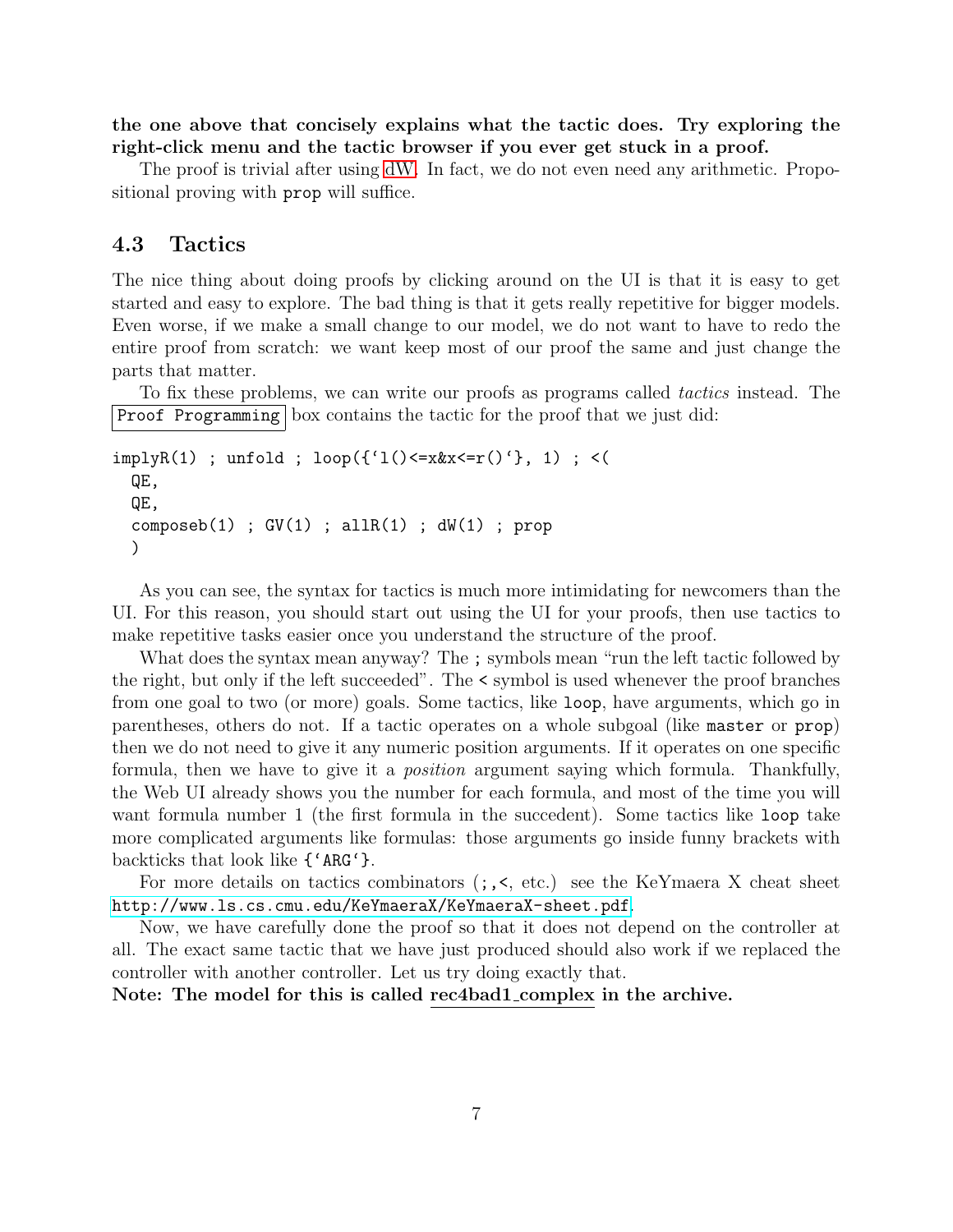**the one above that concisely explains what the tactic does. Try exploring the right-click menu and the tactic browser if you ever get stuck in a proof.**

The proof is trivial after using dW. In fact, we do not even need any arithmetic. Propositional proving with `prop` will suffice.

## 4.3 Tactics

The nice thing about doing proofs by clicking around on the UI is that it is easy to get started and easy to explore. The bad thing is that it gets really repetitive for bigger models. Even worse, if we make a small change to our model, we do not want to have to redo the entire proof from scratch: we want keep most of our proof the same and just change the parts that matter.

To fix these problems, we can write our proofs as programs called *tactics* instead. The `Proof Programming` box contains the tactic for the proof that we just did:

```
implyR(1) ; unfold ; loop({`l()<=x&x<=r()`}, 1) ; <(
  QE,
  QE,
  composeb(1) ; GV(1) ; allR(1) ; dW(1) ; prop
  )
```

As you can see, the syntax for tactics is much more intimidating for newcomers than the UI. For this reason, you should start out using the UI for your proofs, then use tactics to make repetitive tasks easier once you understand the structure of the proof.

What does the syntax mean anyway? The `;` symbols mean "run the left tactic followed by the right, but only if the left succeeded". The `<` symbol is used whenever the proof branches from one goal to two (or more) goals. Some tactics, like `loop`, have arguments, which go in parentheses, others do not. If a tactic operates on a whole subgoal (like `master` or `prop`) then we do not need to give it any numeric position arguments. If it operates on one specific formula, then we have to give it a *position* argument saying which formula. Thankfully, the Web UI already shows you the number for each formula, and most of the time you will want formula number 1 (the first formula in the succedent). Some tactics like `loop` take more complicated arguments like formulas: those arguments go inside funny brackets with backticks that look like `{`ARG`}`.

For more details on tactics combinators (`;`,`<`, etc.) see the KeYmaera X cheat sheet http://www.ls.cs.cmu.edu/KeYmaeraX/KeYmaeraX-sheet.pdf.

Now, we have carefully done the proof so that it does not depend on the controller at all. The exact same tactic that we have just produced should also work if we replaced the controller with another controller. Let us try doing exactly that.

**Note: The model for this is called rec4bad1_complex in the archive.**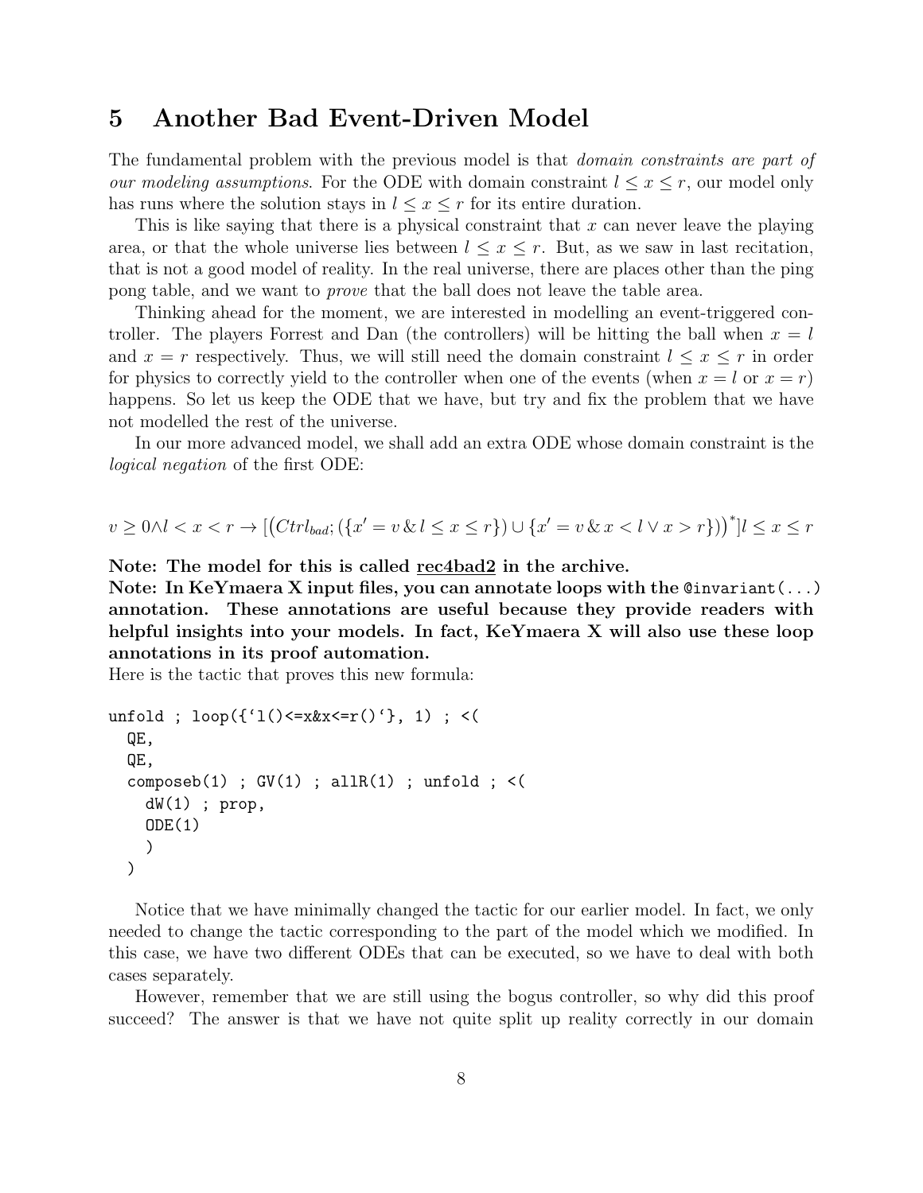## 5 Another Bad Event-Driven Model

The fundamental problem with the previous model is that *domain constraints are part of our modeling assumptions*. For the ODE with domain constraint $l \le x \le r$, our model only has runs where the solution stays in $l \le x \le r$ for its entire duration.

This is like saying that there is a physical constraint that $x$ can never leave the playing area, or that the whole universe lies between $l \le x \le r$. But, as we saw in last recitation, that is not a good model of reality. In the real universe, there are places other than the ping pong table, and we want to *prove* that the ball does not leave the table area.

Thinking ahead for the moment, we are interested in modelling an event-triggered controller. The players Forrest and Dan (the controllers) will be hitting the ball when $x = l$ and $x = r$ respectively. Thus, we will still need the domain constraint $l \le x \le r$ in order for physics to correctly yield to the controller when one of the events (when $x = l$ or $x = r$) happens. So let us keep the ODE that we have, but try and fix the problem that we have not modelled the rest of the universe.

In our more advanced model, we shall add an extra ODE whose domain constraint is the *logical negation* of the first ODE:

$$v \ge 0 \land l < x < r \rightarrow [\big(Ctrl_{bad}; (\{x' = v \,\&\, l \le x \le r\}) \cup \{x' = v \,\&\, x < l \lor x > r\}\big)^*] l \le x \le r$$

**Note: The model for this is called <u>rec4bad2</u> in the archive.**
**Note: In KeYmaera X input files, you can annotate loops with the `@invariant(...)` annotation. These annotations are useful because they provide readers with helpful insights into your models. In fact, KeYmaera X will also use these loop annotations in its proof automation.**
Here is the tactic that proves this new formula:

```
unfold ; loop({`l()<=x&x<=r()`}, 1) ; <(
  QE,
  QE,
  composeb(1) ; GV(1) ; allR(1) ; unfold ; <(
    dW(1) ; prop,
    ODE(1)
    )
  )
```

Notice that we have minimally changed the tactic for our earlier model. In fact, we only needed to change the tactic corresponding to the part of the model which we modified. In this case, we have two different ODEs that can be executed, so we have to deal with both cases separately.

However, remember that we are still using the bogus controller, so why did this proof succeed? The answer is that we have not quite split up reality correctly in our domain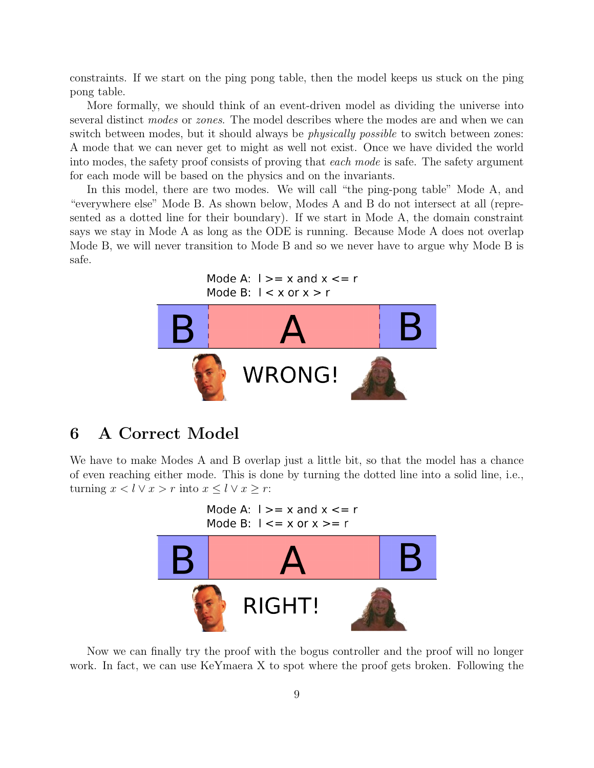constraints. If we start on the ping pong table, then the model keeps us stuck on the ping pong table.

More formally, we should think of an event-driven model as dividing the universe into several distinct *modes* or *zones*. The model describes where the modes are and when we can switch between modes, but it should always be *physically possible* to switch between zones: A mode that we can never get to might as well not exist. Once we have divided the world into modes, the safety proof consists of proving that *each mode* is safe. The safety argument for each mode will be based on the physics and on the invariants.

In this model, there are two modes. We will call "the ping-pong table" Mode A, and "everywhere else" Mode B. As shown below, Modes A and B do not intersect at all (represented as a dotted line for their boundary). If we start in Mode A, the domain constraint says we stay in Mode A as long as the ODE is running. Because Mode A does not overlap Mode B, we will never transition to Mode B and so we never have to argue why Mode B is safe.

Mode A: l >= x and x <= r
Mode B: l < x or x > r

B | A | B

WRONG!

## 6 A Correct Model

We have to make Modes A and B overlap just a little bit, so that the model has a chance of even reaching either mode. This is done by turning the dotted line into a solid line, i.e., turning $x < l \lor x > r$ into $x \leq l \lor x \geq r$:

Mode A: l >= x and x <= r
Mode B: l <= x or x >= r

B | A | B

RIGHT!

Now we can finally try the proof with the bogus controller and the proof will no longer work. In fact, we can use KeYmaera X to spot where the proof gets broken. Following the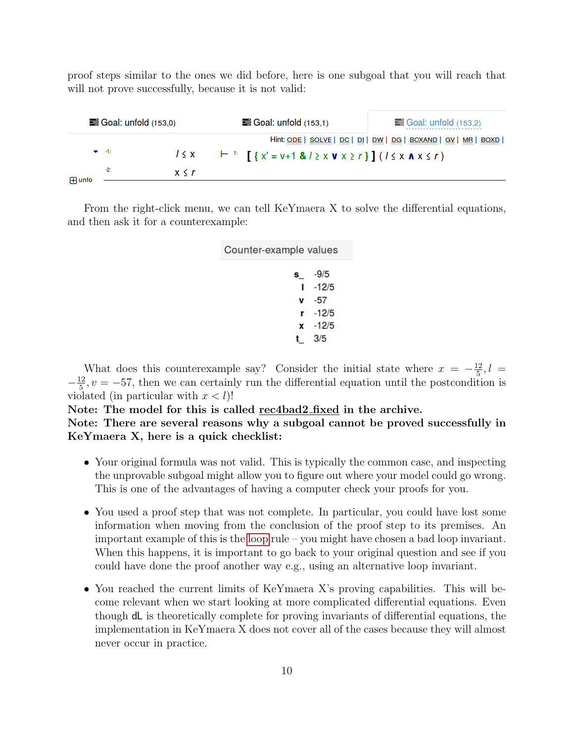proof steps similar to the ones we did before, here is one subgoal that you will reach that will not prove successfully, because it is not valid:

| Goal: unfold (153,0) | Goal: unfold (153,1) | Goal: unfold (153,2) |
|---|---|---|

Hint: ODE | SOLVE | DC | DI | DW | DG | BOXAND | GV | MR | BOXD |

-1: $l \leq x$ ⊢ 1: $[\{x' = v+1 \;\&\; l \geq x \lor x \geq r\}](l \leq x \land x \leq r)$

-2: $x \leq r$

unfo

From the right-click menu, we can tell KeYmaera X to solve the differential equations, and then ask it for a counterexample:

**Counter-example values**

| | |
|---|---|
| s_ | -9/5 |
| l | -12/5 |
| v | -57 |
| r | -12/5 |
| x | -12/5 |
| t_ | 3/5 |

What does this counterexample say? Consider the initial state where $x = -\frac{12}{5}, l = -\frac{12}{5}, v = -57$, then we can certainly run the differential equation until the postcondition is violated (in particular with $x < l$)!

**Note: The model for this is called rec4bad2_fixed in the archive.**

**Note: There are several reasons why a subgoal cannot be proved successfully in KeYmaera X, here is a quick checklist:**

- Your original formula was not valid. This is typically the common case, and inspecting the unprovable subgoal might allow you to figure out where your model could go wrong. This is one of the advantages of having a computer check your proofs for you.
- You used a proof step that was not complete. In particular, you could have lost some information when moving from the conclusion of the proof step to its premises. An important example of this is the loop rule – you might have chosen a bad loop invariant. When this happens, it is important to go back to your original question and see if you could have done the proof another way e.g., using an alternative loop invariant.
- You reached the current limits of KeYmaera X's proving capabilities. This will become relevant when we start looking at more complicated differential equations. Even though dL is theoretically complete for proving invariants of differential equations, the implementation in KeYmaera X does not cover all of the cases because they will almost never occur in practice.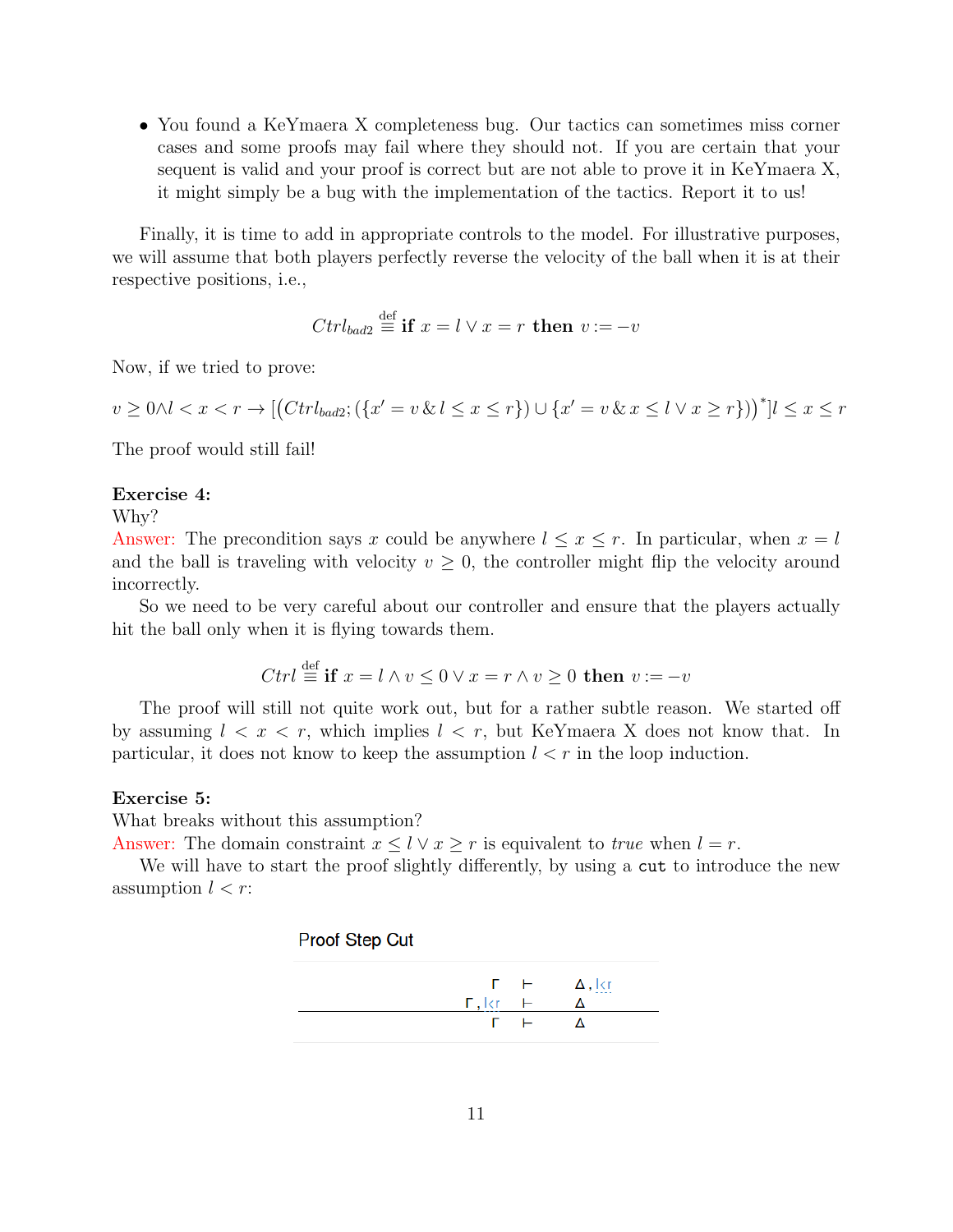- You found a KeYmaera X completeness bug. Our tactics can sometimes miss corner cases and some proofs may fail where they should not. If you are certain that your sequent is valid and your proof is correct but are not able to prove it in KeYmaera X, it might simply be a bug with the implementation of the tactics. Report it to us!

Finally, it is time to add in appropriate controls to the model. For illustrative purposes, we will assume that both players perfectly reverse the velocity of the ball when it is at their respective positions, i.e.,

$$Ctrl_{bad2} \overset{\text{def}}{\equiv} \textbf{if } x = l \lor x = r \textbf{ then } v := -v$$

Now, if we tried to prove:

$$v \geq 0 \land l < x < r \rightarrow [\big(Ctrl_{bad2}; (\{x' = v \,\&\, l \leq x \leq r\}) \cup \{x' = v \,\&\, x \leq l \lor x \geq r\}\big)^*] l \leq x \leq r$$

The proof would still fail!

**Exercise 4:**
Why?
Answer: The precondition says $x$ could be anywhere $l \leq x \leq r$. In particular, when $x = l$ and the ball is traveling with velocity $v \geq 0$, the controller might flip the velocity around incorrectly.

So we need to be very careful about our controller and ensure that the players actually hit the ball only when it is flying towards them.

$$Ctrl \overset{\text{def}}{\equiv} \textbf{if } x = l \land v \leq 0 \lor x = r \land v \geq 0 \textbf{ then } v := -v$$

The proof will still not quite work out, but for a rather subtle reason. We started off by assuming $l < x < r$, which implies $l < r$, but KeYmaera X does not know that. In particular, it does not know to keep the assumption $l < r$ in the loop induction.

**Exercise 5:**
What breaks without this assumption?
Answer: The domain constraint $x \leq l \lor x \geq r$ is equivalent to *true* when $l = r$.

We will have to start the proof slightly differently, by using a `cut` to introduce the new assumption $l < r$:

**Proof Step Cut**

$$\dfrac{\Gamma \vdash \Delta, l<r \qquad \Gamma, l<r \vdash \Delta}{\Gamma \vdash \Delta}$$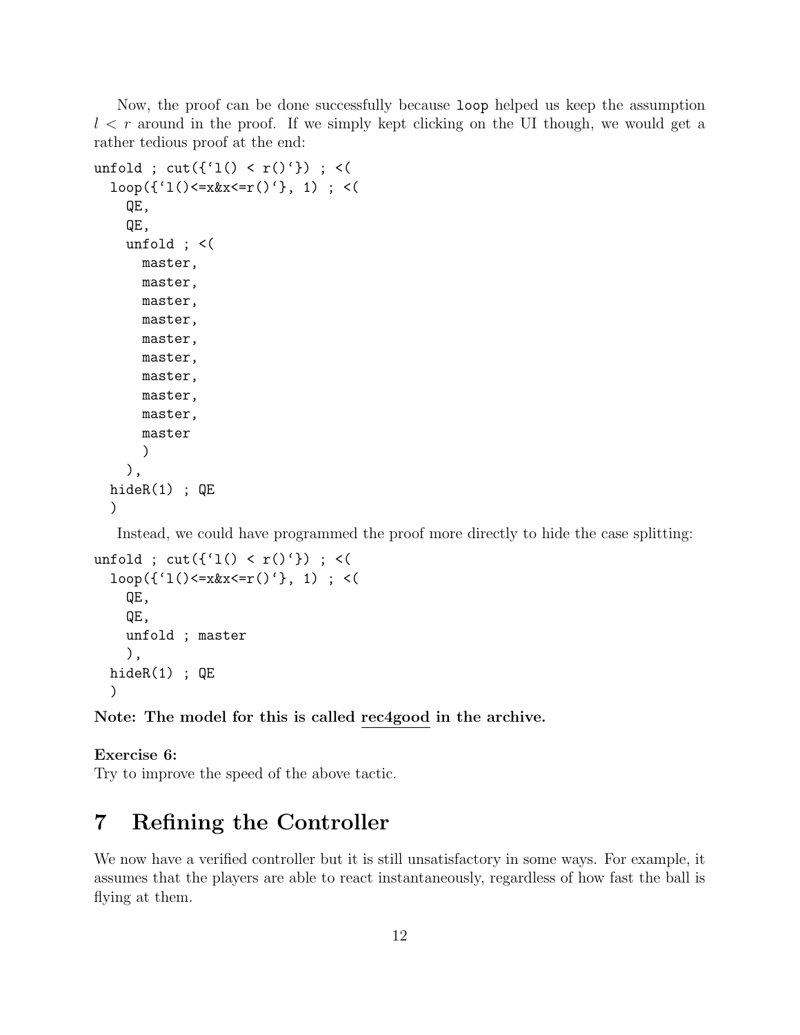Now, the proof can be done successfully because `loop` helped us keep the assumption $l < r$ around in the proof. If we simply kept clicking on the UI though, we would get a rather tedious proof at the end:

```
unfold ; cut({`l() < r()`}) ; <(
  loop({`l()<=x&x<=r()`}, 1) ; <(
    QE,
    QE,
    unfold ; <(
      master,
      master,
      master,
      master,
      master,
      master,
      master,
      master,
      master,
      master
      )
    ),
  hideR(1) ; QE
  )
```

Instead, we could have programmed the proof more directly to hide the case splitting:

```
unfold ; cut({`l() < r()`}) ; <(
  loop({`l()<=x&x<=r()`}, 1) ; <(
    QE,
    QE,
    unfold ; master
    ),
  hideR(1) ; QE
  )
```

**Note: The model for this is called rec4good in the archive.**

**Exercise 6:**
Try to improve the speed of the above tactic.

# 7 Refining the Controller

We now have a verified controller but it is still unsatisfactory in some ways. For example, it assumes that the players are able to react instantaneously, regardless of how fast the ball is flying at them.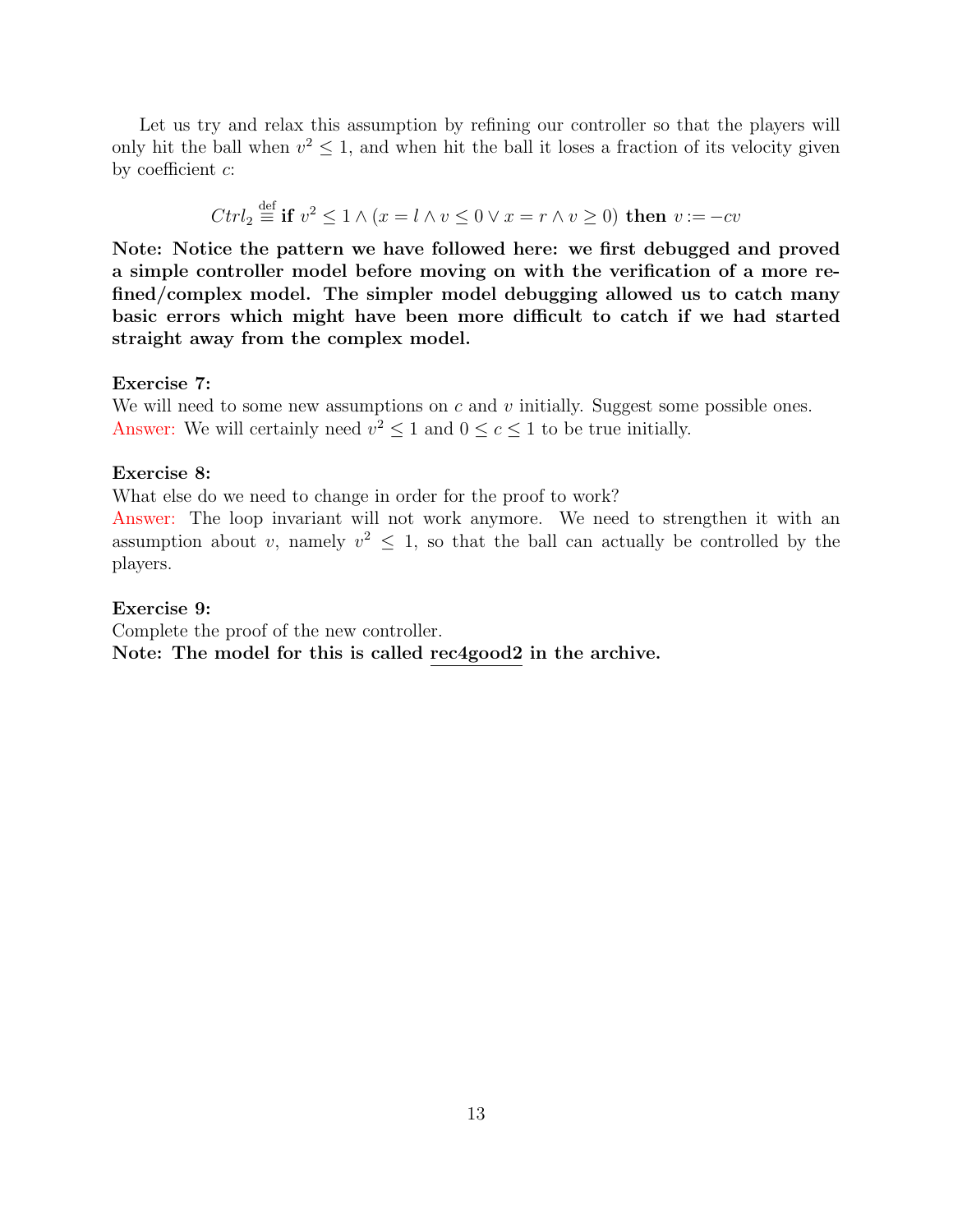Let us try and relax this assumption by refining our controller so that the players will only hit the ball when $v^2 \leq 1$, and when hit the ball it loses a fraction of its velocity given by coefficient $c$:

$$Ctrl_2 \stackrel{\text{def}}{\equiv} \textbf{if } v^2 \leq 1 \wedge (x = l \wedge v \leq 0 \vee x = r \wedge v \geq 0) \textbf{ then } v := -cv$$

**Note: Notice the pattern we have followed here: we first debugged and proved a simple controller model before moving on with the verification of a more refined/complex model. The simpler model debugging allowed us to catch many basic errors which might have been more difficult to catch if we had started straight away from the complex model.**

**Exercise 7:**
We will need to some new assumptions on $c$ and $v$ initially. Suggest some possible ones.
Answer: We will certainly need $v^2 \leq 1$ and $0 \leq c \leq 1$ to be true initially.

**Exercise 8:**
What else do we need to change in order for the proof to work?
Answer: The loop invariant will not work anymore. We need to strengthen it with an assumption about $v$, namely $v^2 \leq 1$, so that the ball can actually be controlled by the players.

**Exercise 9:**
Complete the proof of the new controller.
**Note: The model for this is called rec4good2 in the archive.**